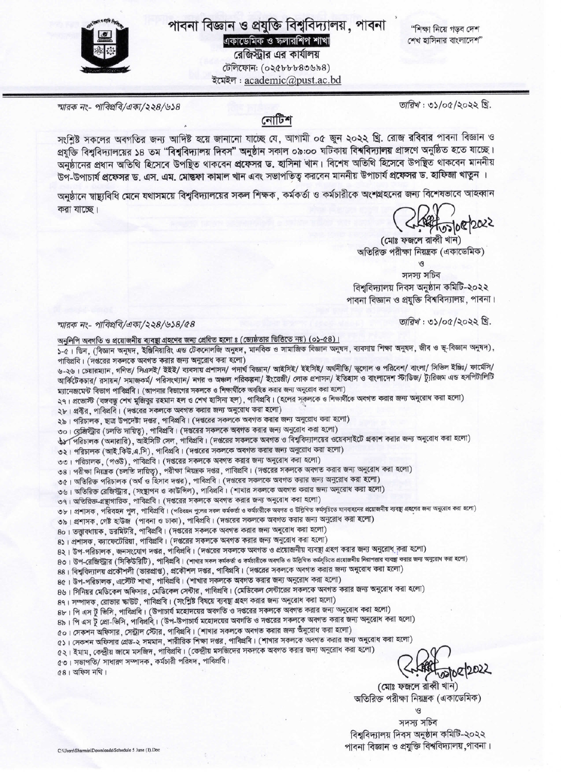# পাবনা বিজ্ঞান ও প্রযুক্তি বিশ্ববিদ্যালয়, পাবনা

**একাডেমিক ও স্কলারশিপ শাখা**

রেজিস্ট্রার এর কার্যালয়

টেলিফোন: (০২৫৮৮৮৪৩৬৯৪)

ইমেইল : academic@pust.ac.bd

"শিক্ষা নিয়ে গড়ব দেশ
শেখ হাসিনার বাংলাদেশ"

*স্মারক নং- পাবিপ্রবি/একা/২২৪/৬১৪* — *তারিখ : ৩১/০৫/২০২২ খ্রি.*

## নোটিশ

সংশ্লিষ্ট সকলের অবগতির জন্য আদিষ্ট হয়ে জানানো যাচ্ছে যে, আগামী ০৫ জুন ২০২২ খ্রি. রোজ রবিবার পাবনা বিজ্ঞান ও প্রযুক্তি বিশ্ববিদ্যালয়ের ১৪ তম **"বিশ্ববিদ্যালয় দিবস"** অনুষ্ঠান সকাল ০৯:০০ ঘটিকায় বিশ্ববিদ্যালয় প্রাঙ্গণে অনুষ্ঠিত হতে যাচ্ছে। অনুষ্ঠানের প্রধান অতিথি হিসেবে উপস্থিত থাকবেন **প্রফেসর ড. হাসিনা খান**। বিশেষ অতিথি হিসেবে উপস্থিত থাকবেন মাননীয় উপ-উপাচার্য **প্রফেসর ড. এস. এম. মোস্তফা কামাল খান** এবং সভাপতিত্ব করবেন মাননীয় উপাচার্য **প্রফেসর ড. হাফিজা খাতুন**।

অনুষ্ঠানে স্বাস্থ্যবিধি মেনে যথাসময়ে বিশ্ববিদ্যালয়ের সকল শিক্ষক, কর্মকর্তা ও কর্মচারীকে অংশগ্রহনের জন্য বিশেষভাবে আহব্বান করা যাচ্ছে।

৩১/০৫/2022

(মোঃ ফজলে রাব্বী খান)
অতিরিক্ত পরীক্ষা নিয়ন্ত্রক (একাডেমিক)
ও
সদস্য সচিব
বিশ্ববিদ্যালয় দিবস অনুষ্ঠান কমিটি-২০২২
পাবনা বিজ্ঞান ও প্রযুক্তি বিশ্ববিদ্যালয়, পাবনা।

*স্মারক নং- পাবিপ্রবি/একা/২২৪/৬১৪/৫৪* — *তারিখ : ৩১/০৫/২০২২ খ্রি.*

অনুলিপি অবগতি ও প্রয়োজনীয় ব্যবস্থা গ্রহণের জন্য প্রেরিত হলো ঃ (জ্যেষ্ঠতার ভিত্তিতে নয়) (০১-৫৪)।

১-৫। ডিন, (বিজ্ঞান অনুষদ, ইঞ্জিনিয়ারিং এন্ড টেকনোলজি অনুষদ, মানবিক ও সামাজিক বিজ্ঞান অনুষদ, ব্যবসায় শিক্ষা অনুষদ, জীব ও ভূ-বিজ্ঞান অনুষদ), পাবিপ্রবি। (দপ্তরের সকলকে অবগত করার জন্য অনুরোধ করা হলো)
৬-২৬। চেয়ারম্যান, গণিত/ সিএসই/ ইইই/ ব্যবসায় প্রশাসন/ পদার্থ বিজ্ঞান/ আইসিই/ ইইসিই/ অর্থনীতি/ ভূগোল ও পরিবেশ/ বাংলা/ সিভিল ইঞ্জিঃ/ ফার্মেসি/ আর্কিটেকচার/ রসায়ন/ সমাজকর্ম/ পরিসংখ্যান/ নগর ও অঞ্চল পরিকল্পনা/ ইংরেজী/ লোক প্রশাসন/ ইতিহাস ও বাংলাদেশ স্টাডিজ/ ট্যুরিজম এন্ড হসপিটালিটি ম্যানেজমেন্ট বিভাগ পাবিপ্রবি। (আপনার বিভাগের সকলকে ও শিক্ষার্থীকে অবহিত করার জন্য অনুরোধ করা হলো)
২৭। প্রভোস্ট (বঙ্গবন্ধু শেখ মুজিবুর রহমান হল ও শেখ হাসিনা হল), পাবিপ্রবি। (হলের সকলকে ও শিক্ষার্থীকে অবগত করার জন্য অনুরোধ করা হলো)
২৮। প্রক্টর, পাবিপ্রবি। (দপ্তরের সকলকে অবগত করার জন্য অনুরোধ করা হলো)
২৯। পরিচালক, ছাত্র উপদেষ্টা দপ্তর, পাবিপ্রবি। (দপ্তরের সকলকে অবগত করার জন্য অনুরোধ করা হলো)
৩০। রেজিস্ট্রার (চলতি দায়িত্ব), পাবিপ্রবি। (দপ্তরের সকলকে অবগত করার জন্য অনুরোধ করা হলো)
৩১। পরিচালক (অনারারি), আইসিটি সেল, পাবিপ্রবি। (দপ্তরের সকলকে অবগত ও বিশ্ববিদ্যালয়ের ওয়েবসাইটে প্রকাশ করার জন্য অনুরোধ করা হলো)
৩২। পরিচালক (আই.কিউ.এ.সি), পাবিপ্রবি। (দপ্তরের সকলকে অবগত করার জন্য অনুরোধ করা হলো)
৩৩। পরিচালক, (পওউ), পাবিপ্রবি। (দপ্তরের সকলকে অবগত করার জন্য অনুরোধ করা হলো)
৩৪। পরীক্ষা নিয়ন্ত্রক (চলতি দায়িত্ব), পরীক্ষা নিয়ন্ত্রক দপ্তর, পাবিপ্রবি। (দপ্তরের সকলকে অবগত করার জন্য অনুরোধ করা হলো)
৩৫। অতিরিক্ত পরিচালক (অর্থ ও হিসাব দপ্তর), পাবিপ্রবি। (দপ্তরের সকলকে অবগত করার জন্য অনুরোধ করা হলো)
৩৬। অতিরিক্ত রেজিস্ট্রার, (সংস্থাপন ও কাউন্সিল), পাবিপ্রবি। (শাখার সকলকে অবগত করার জন্য অনুরোধ করা হলো)
৩৭। অতিরিক্ত-গ্রন্থাগারিক, পাবিপ্রবি। (দপ্তরের সকলকে অবগত করার জন্য অনুরোধ করা হলো)
৩৮। প্রশাসক, পরিবহন পুল, পাবিপ্রবি। (পরিবহন পুলের সকল কর্মকর্তা ও কর্মচারীকে অবগত ও উল্লিখিত কর্মসূচিতে যানবাহনের প্রয়োজনীয় ব্যবস্থা গ্রহণের জন্য অনুরোধ করা হলো)
৩৯। প্রশাসক, গেষ্ট হাউজ (পাবনা ও ঢাকা), পাবিপ্রবি। (দপ্তরের সকলকে অবগত করার জন্য অনুরোধ করা হলো)
৪০। তত্ত্বাবধায়ক, ডরমিটরি, পাবিপ্রবি। (দপ্তরের সকলকে অবগত করার জন্য অনুরোধ করা হলো)
৪১। প্রশাসক, ক্যাফেটেরিয়া, পাবিপ্রবি। (দপ্তরের সকলকে অবগত করার জন্য অনুরোধ করা হলো)
৪২। উপ-পরিচালক, জনসংযোগ দপ্তর, পাবিপ্রবি। (দপ্তরের সকলকে অবগত ও প্রয়োজনীয় ব্যবস্থা গ্রহণ করার জন্য অনুরোধ করা হলো)
৪৩। উপ-রেজিস্ট্রার (সিকিউরিটি), পাবিপ্রবি। (শাখার সকল কর্মকর্তা ও কর্মচারীকে অবগত ও উল্লিখিত কর্মসূচিতে প্রয়োজনীয় নিরাপত্তার ব্যবস্থা করার জন্য অনুরোধ করা হলো)
৪৪। বিশ্ববিদ্যালয় প্রকৌশলী (ভারপ্রাপ্ত), প্রকৌশল দপ্তর, পাবিপ্রবি। (দপ্তরের সকলকে অবগত করার জন্য অনুরোধ করা হলো)
৪৫। উপ-পরিচালক, এস্টেট শাখা, পাবিপ্রবি। (শাখার সকলকে অবগত করার জন্য অনুরোধ করা হলো)
৪৬। সিনিয়র মেডিকেল অফিসার, মেডিকেল সেন্টার, পাবিপ্রবি। (মেডিকেল সেন্টারের সকলকে অবগত করার জন্য অনুরোধ করা হলো)
৪৭। সম্পাদক, রোভার স্কাউট, পাবিপ্রবি। (সংশ্লিষ্ট বিষয়ে ব্যবস্থা গ্রহণ করার জন্য অনুরোধ করা হলো)
৪৮। পি এস টু ভিসি, পাবিপ্রবি। (উপাচার্য মহোদয়ের অবগতি ও দপ্তরের সকলকে অবগত করার জন্য অনুরোধ করা হলো)
৪৯। পি এস টু প্রো-ভিসি, পাবিপ্রবি। (উপ-উপাচার্য মহোদয়ের অবগতি ও দপ্তরের সকলকে অবগত করার জন্য অনুরোধ করা হলো)
৫০। সেকশন অফিসার, সেন্ট্রাল স্টোর, পাবিপ্রবি। (শাখার সকলকে অবগত করার জন্য অনুরোধ করা হলো)
৫১। সেকশন অফিসার গ্রেড-২ সমমান, শারীরিক শিক্ষা দপ্তর, পাবিপ্রবি। (শাখার সকলকে অবগত করার জন্য অনুরোধ করা হলো)
৫২। ইমাম, কেন্দ্রীয় জামে মসজিদ, পাবিপ্রবি। (কেন্দ্রীয় মসজিদের সকলকে অবগত করার জন্য অনুরোধ করা হলো)
৫৩। সভাপতি/ সাধারণ সম্পাদক, কর্মচারী পরিষদ, পাবিপ্রবি।
৫৪। অফিস নথি।

৩১/০৫/2022

(মোঃ ফজলে রাব্বী খান)
অতিরিক্ত পরীক্ষা নিয়ন্ত্রক (একাডেমিক)
ও
সদস্য সচিব
বিশ্ববিদ্যালয় দিবস অনুষ্ঠান কমিটি-২০২২
পাবনা বিজ্ঞান ও প্রযুক্তি বিশ্ববিদ্যালয়, পাবনা।

C:\Users\Sharmin\Downloads\Schedule 5 June (1).Doc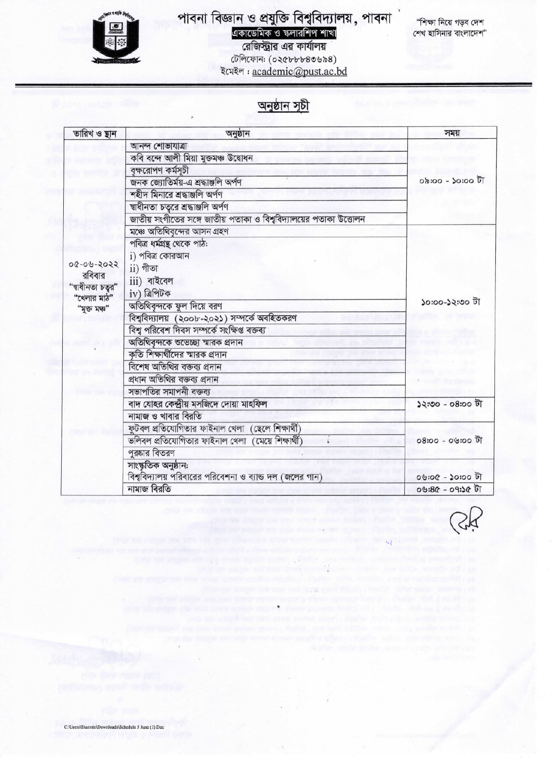# পাবনা বিজ্ঞান ও প্রযুক্তি বিশ্ববিদ্যালয়, পাবনা

**একাডেমিক ও স্কলারশিপ শাখা**

রেজিস্ট্রার এর কার্যালয়

টেলিফোন: (০২৫৮৮৮৪৩৬৯৪)

ইমেইল : academic@pust.ac.bd

"শিক্ষা নিয়ে গড়ব দেশ
শেখ হাসিনার বাংলাদেশ"

## অনুষ্ঠান সূচী

| তারিখ ও স্থান | অনুষ্ঠান | সময় |
|---|---|---|
| ০৫-০৬-২০২২ রবিবার "স্বাধীনতা চত্বর" "খেলার মাঠ" "মুক্ত মঞ্চ" | আনন্দ শোভাযাত্রা | ০৯:০০ - ১০:০০ টা |
| | কবি বন্দে আলী মিয়া মুক্তমঞ্চ উদ্বোধন | |
| | বৃক্ষরোপণ কর্মসূচী | |
| | জনক জ্যোতির্ময়-এ শ্রদ্ধাঞ্জলি অর্পণ | |
| | শহীদ মিনারে শ্রদ্ধাঞ্জলি অর্পণ | |
| | স্বাধীনতা চত্বরে শ্রদ্ধাঞ্জলি অর্পণ | |
| | জাতীয় সংগীতের সঙ্গে জাতীয় পতাকা ও বিশ্ববিদ্যালয়ের পতাকা উত্তোলন | |
| | মঞ্চে অতিথিবৃন্দের আসন গ্রহণ | ১০:০০-১২:৩০ টা |
| | পবিত্র ধর্মগ্রন্থ থেকে পাঠ: i) পবিত্র কোরআন ii) গীতা iii) বাইবেল iv) ত্রিপিটক | |
| | অতিথিবৃন্দকে ফুল দিয়ে বরণ | |
| | বিশ্ববিদ্যালয় (২০০৮-২০২১) সম্পর্কে অবহিতকরণ | |
| | বিশ্ব পরিবেশ দিবস সম্পর্কে সংক্ষিপ্ত বক্তব্য | |
| | অতিথিবৃন্দকে শুভেচ্ছা স্মারক প্রদান | |
| | কৃতি শিক্ষার্থীদের স্মারক প্রদান | |
| | বিশেষ অতিথির বক্তব্য প্রদান | |
| | প্রধান অতিথির বক্তব্য প্রদান | |
| | সভাপতির সমাপনী বক্তব্য | |
| | বাদ যোহর কেন্দ্রীয় মসজিদে দোয়া মাহফিল | ১২:৩০ - ০৪:০০ টা |
| | নামাজ ও খাবার বিরতি | |
| | ফুটবল প্রতিযোগিতার ফাইনাল খেলা (ছেলে শিক্ষার্থী) | ০৪:০০ - ০৬:০০ টা |
| | ভলিবল প্রতিযোগিতার ফাইনাল খেলা (মেয়ে শিক্ষার্থী) | |
| | পুরষ্কার বিতরণ | |
| | সাংস্কৃতিক অনুষ্ঠান: বিশ্ববিদ্যালয় পরিবারের পরিবেশনা ও ব্যান্ড দল (জলের গান) | ০৬:০৫ - ১০:০০ টা |
| | নামাজ বিরতি | ০৬:৪৫ - ০৭:১৫ টা |

C:\Users\Sharmin\Downloads\Schedule 5 June (1).Doc